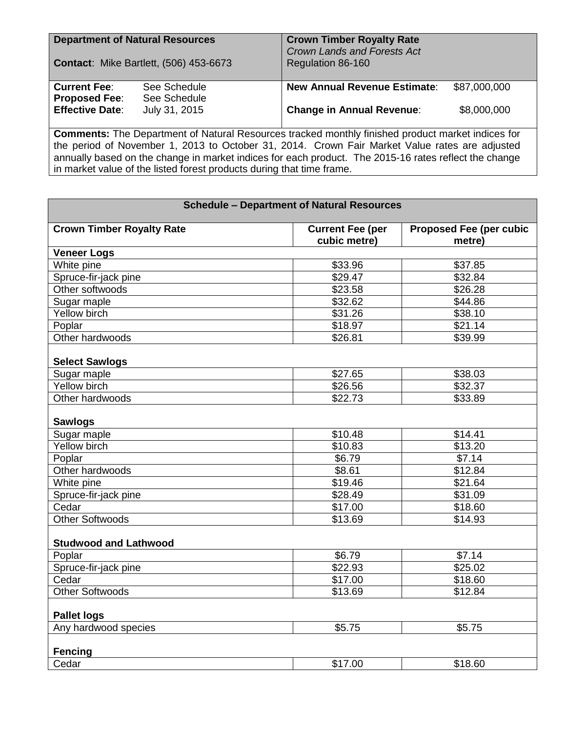| **Department of Natural Resources** | | **Crown Timber Royalty Rate** | |
|---|---|---|---|
| **Contact**: Mike Bartlett, (506) 453-6673 | | *Crown Lands and Forests Act* Regulation 86-160 | |
| **Current Fee**: | See Schedule | **New Annual Revenue Estimate**: | $87,000,000 |
| **Proposed Fee**: | See Schedule | | |
| **Effective Date**: | July 31, 2015 | **Change in Annual Revenue**: | $8,000,000 |

**Comments:** The Department of Natural Resources tracked monthly finished product market indices for the period of November 1, 2013 to October 31, 2014. Crown Fair Market Value rates are adjusted annually based on the change in market indices for each product. The 2015-16 rates reflect the change in market value of the listed forest products during that time frame.

**Schedule – Department of Natural Resources**

| Crown Timber Royalty Rate | Current Fee (per cubic metre) | Proposed Fee (per cubic metre) |
|---|---|---|
| **Veneer Logs** | | |
| White pine | $33.96 | $37.85 |
| Spruce-fir-jack pine | $29.47 | $32.84 |
| Other softwoods | $23.58 | $26.28 |
| Sugar maple | $32.62 | $44.86 |
| Yellow birch | $31.26 | $38.10 |
| Poplar | $18.97 | $21.14 |
| Other hardwoods | $26.81 | $39.99 |
| **Select Sawlogs** | | |
| Sugar maple | $27.65 | $38.03 |
| Yellow birch | $26.56 | $32.37 |
| Other hardwoods | $22.73 | $33.89 |
| **Sawlogs** | | |
| Sugar maple | $10.48 | $14.41 |
| Yellow birch | $10.83 | $13.20 |
| Poplar | $6.79 | $7.14 |
| Other hardwoods | $8.61 | $12.84 |
| White pine | $19.46 | $21.64 |
| Spruce-fir-jack pine | $28.49 | $31.09 |
| Cedar | $17.00 | $18.60 |
| Other Softwoods | $13.69 | $14.93 |
| **Studwood and Lathwood** | | |
| Poplar | $6.79 | $7.14 |
| Spruce-fir-jack pine | $22.93 | $25.02 |
| Cedar | $17.00 | $18.60 |
| Other Softwoods | $13.69 | $12.84 |
| **Pallet logs** | | |
| Any hardwood species | $5.75 | $5.75 |
| **Fencing** | | |
| Cedar | $17.00 | $18.60 |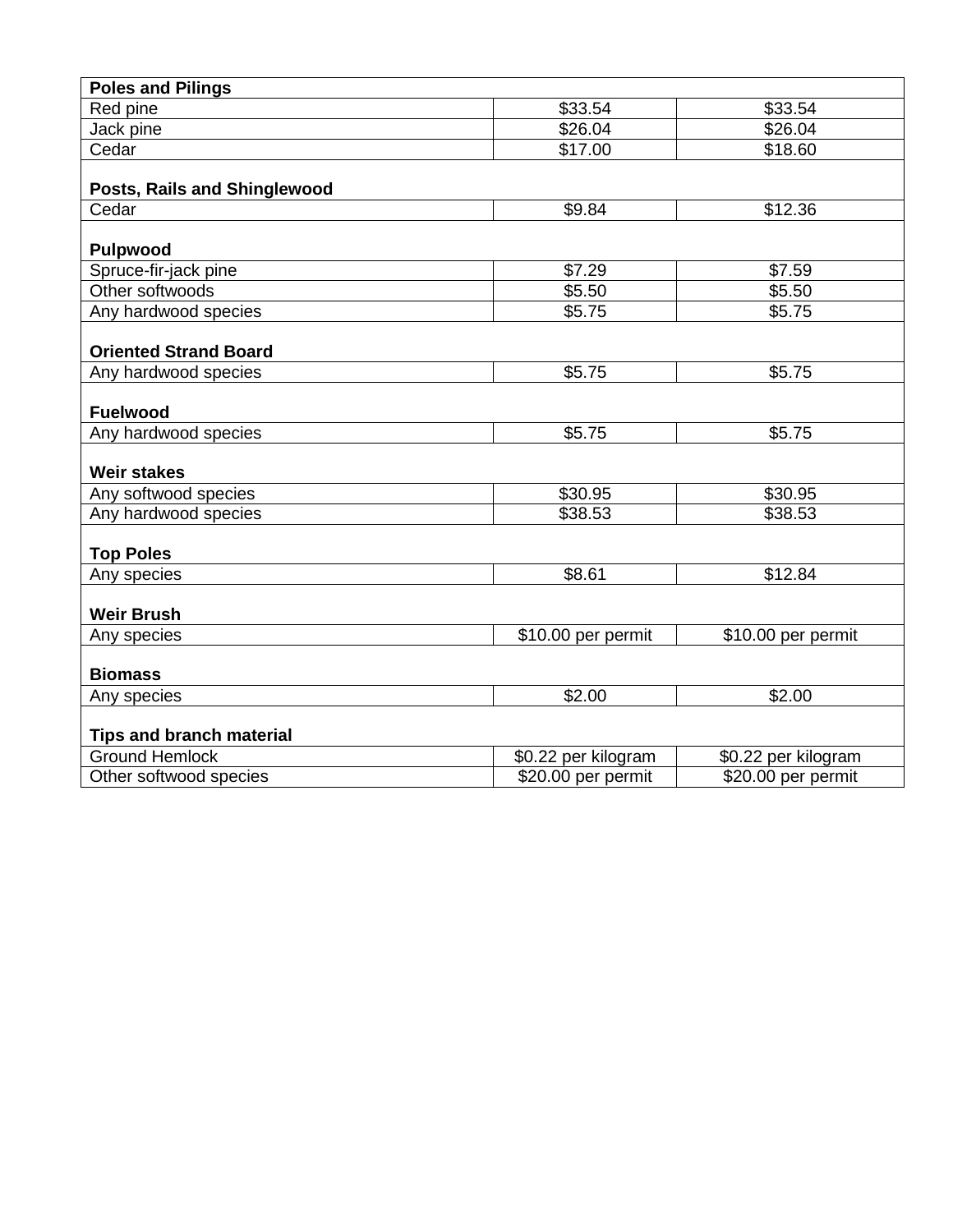| | | |
|---|---|---|
| **Poles and Pilings** | | |
| Red pine | $33.54 | $33.54 |
| Jack pine | $26.04 | $26.04 |
| Cedar | $17.00 | $18.60 |
| **Posts, Rails and Shinglewood** | | |
| Cedar | $9.84 | $12.36 |
| **Pulpwood** | | |
| Spruce-fir-jack pine | $7.29 | $7.59 |
| Other softwoods | $5.50 | $5.50 |
| Any hardwood species | $5.75 | $5.75 |
| **Oriented Strand Board** | | |
| Any hardwood species | $5.75 | $5.75 |
| **Fuelwood** | | |
| Any hardwood species | $5.75 | $5.75 |
| **Weir stakes** | | |
| Any softwood species | $30.95 | $30.95 |
| Any hardwood species | $38.53 | $38.53 |
| **Top Poles** | | |
| Any species | $8.61 | $12.84 |
| **Weir Brush** | | |
| Any species | $10.00 per permit | $10.00 per permit |
| **Biomass** | | |
| Any species | $2.00 | $2.00 |
| **Tips and branch material** | | |
| Ground Hemlock | $0.22 per kilogram | $0.22 per kilogram |
| Other softwood species | $20.00 per permit | $20.00 per permit |